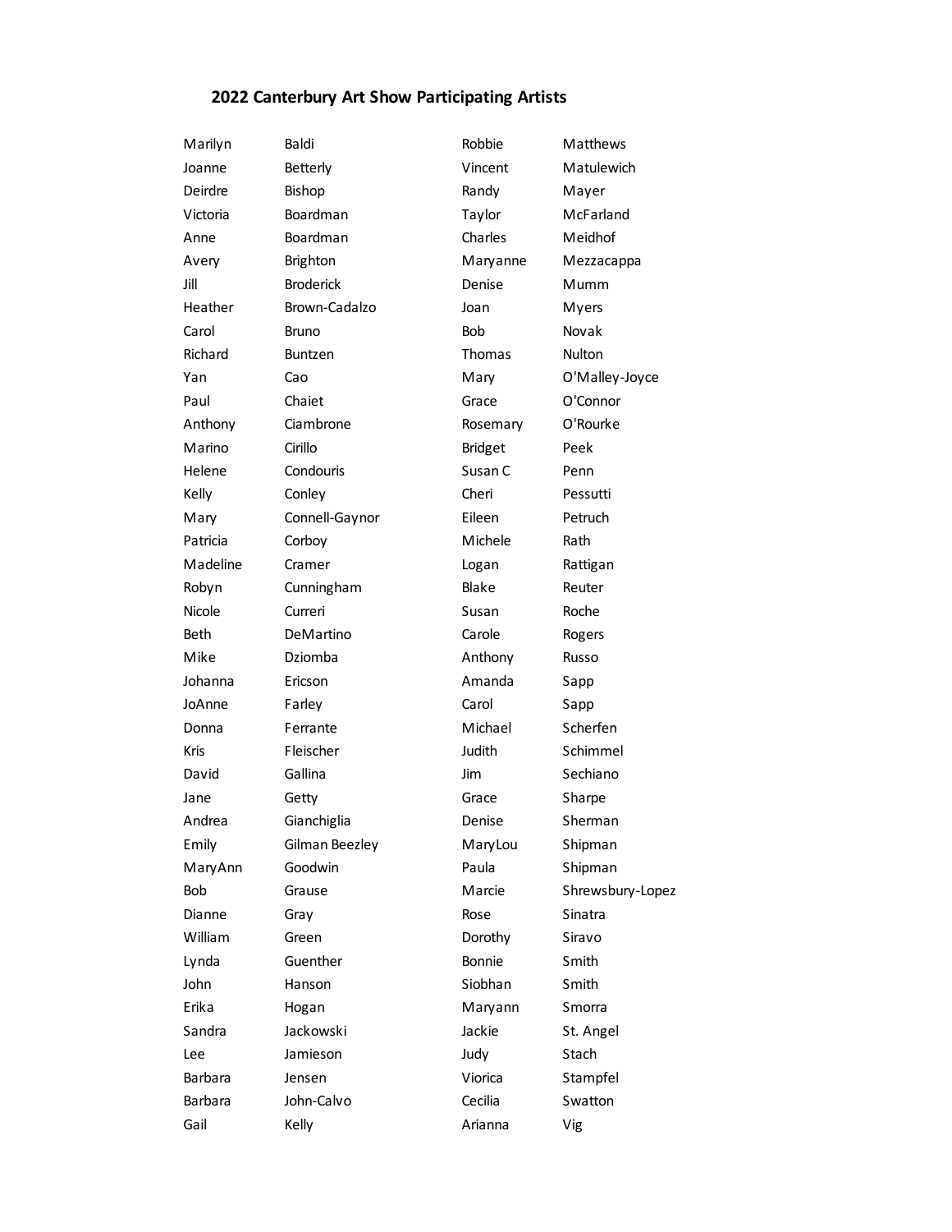## 2022 Canterbury Art Show Participating Artists

| | |
|---|---|
| Marilyn | Baldi |
| Joanne | Betterly |
| Deirdre | Bishop |
| Victoria | Boardman |
| Anne | Boardman |
| Avery | Brighton |
| Jill | Broderick |
| Heather | Brown-Cadalzo |
| Carol | Bruno |
| Richard | Buntzen |
| Yan | Cao |
| Paul | Chaiet |
| Anthony | Ciambrone |
| Marino | Cirillo |
| Helene | Condouris |
| Kelly | Conley |
| Mary | Connell-Gaynor |
| Patricia | Corboy |
| Madeline | Cramer |
| Robyn | Cunningham |
| Nicole | Curreri |
| Beth | DeMartino |
| Mike | Dziomba |
| Johanna | Ericson |
| JoAnne | Farley |
| Donna | Ferrante |
| Kris | Fleischer |
| David | Gallina |
| Jane | Getty |
| Andrea | Gianchiglia |
| Emily | Gilman Beezley |
| MaryAnn | Goodwin |
| Bob | Grause |
| Dianne | Gray |
| William | Green |
| Lynda | Guenther |
| John | Hanson |
| Erika | Hogan |
| Sandra | Jackowski |
| Lee | Jamieson |
| Barbara | Jensen |
| Barbara | John-Calvo |
| Gail | Kelly |
| Robbie | Matthews |
| Vincent | Matulewich |
| Randy | Mayer |
| Taylor | McFarland |
| Charles | Meidhof |
| Maryanne | Mezzacappa |
| Denise | Mumm |
| Joan | Myers |
| Bob | Novak |
| Thomas | Nulton |
| Mary | O'Malley-Joyce |
| Grace | O'Connor |
| Rosemary | O'Rourke |
| Bridget | Peek |
| Susan C | Penn |
| Cheri | Pessutti |
| Eileen | Petruch |
| Michele | Rath |
| Logan | Rattigan |
| Blake | Reuter |
| Susan | Roche |
| Carole | Rogers |
| Anthony | Russo |
| Amanda | Sapp |
| Carol | Sapp |
| Michael | Scherfen |
| Judith | Schimmel |
| Jim | Sechiano |
| Grace | Sharpe |
| Denise | Sherman |
| MaryLou | Shipman |
| Paula | Shipman |
| Marcie | Shrewsbury-Lopez |
| Rose | Sinatra |
| Dorothy | Siravo |
| Bonnie | Smith |
| Siobhan | Smith |
| Maryann | Smorra |
| Jackie | St. Angel |
| Judy | Stach |
| Viorica | Stampfel |
| Cecilia | Swatton |
| Arianna | Vig |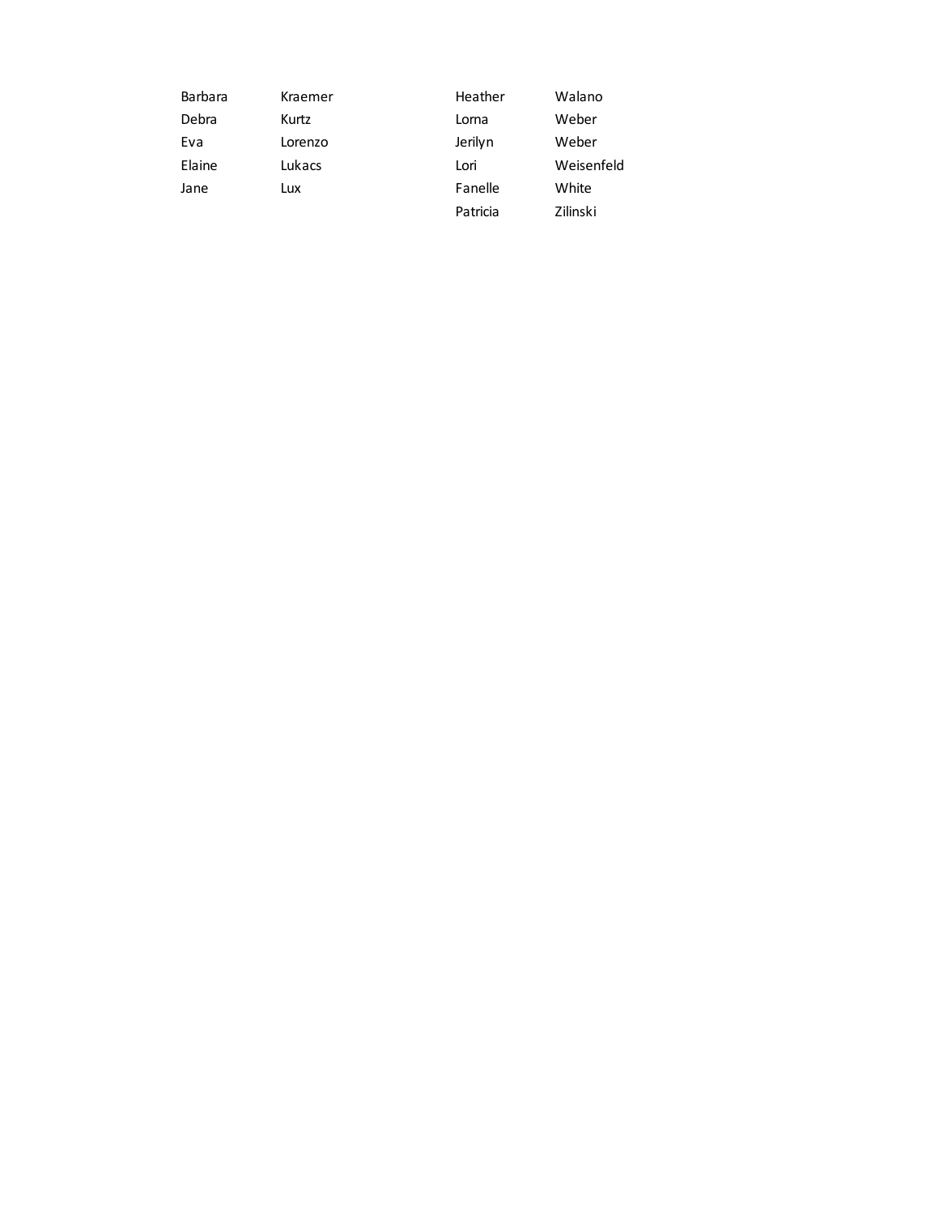| | | | |
|---|---|---|---|
| Barbara | Kraemer | Heather | Walano |
| Debra | Kurtz | Lorna | Weber |
| Eva | Lorenzo | Jerilyn | Weber |
| Elaine | Lukacs | Lori | Weisenfeld |
| Jane | Lux | Fanelle | White |
| | | Patricia | Zilinski |